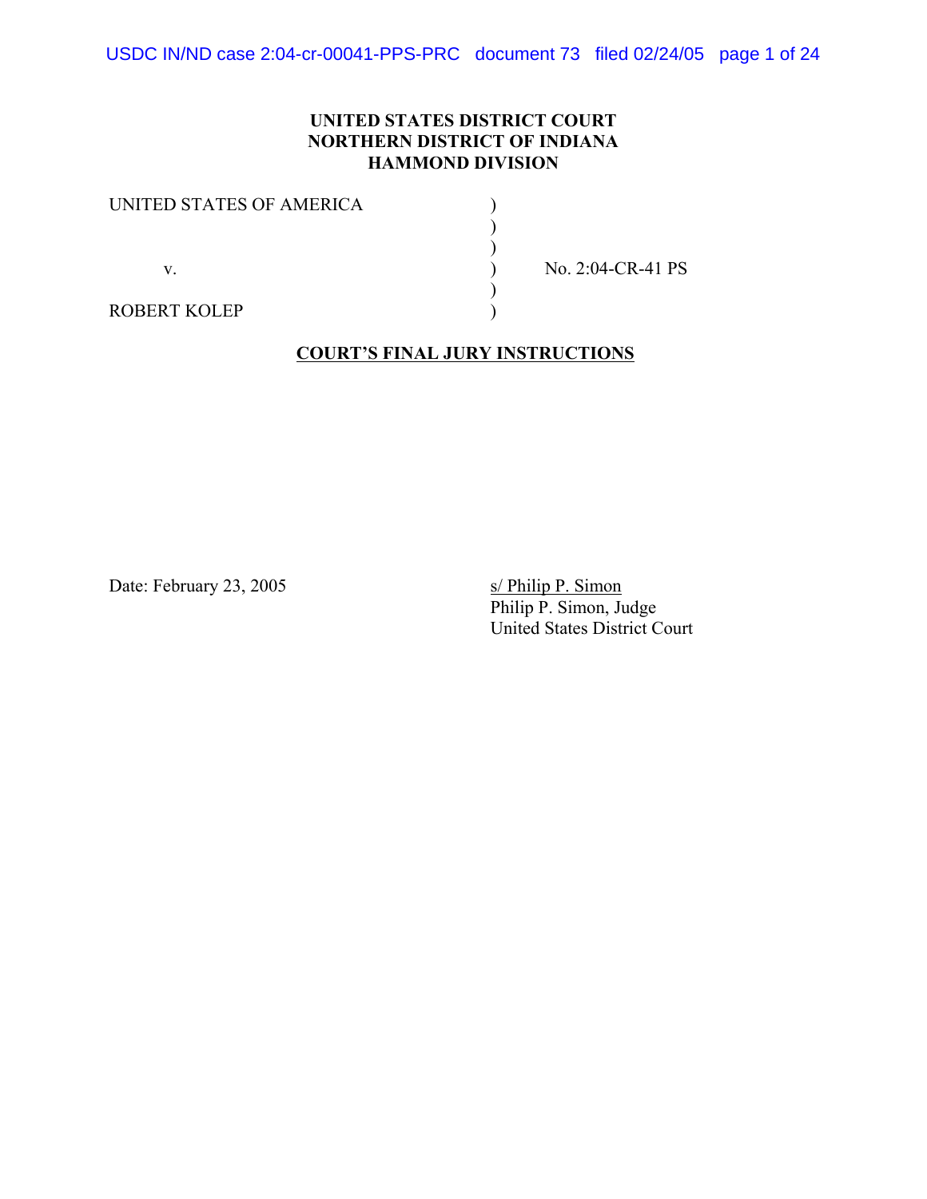**UNITED STATES DISTRICT COURT**
**NORTHERN DISTRICT OF INDIANA**
**HAMMOND DIVISION**

| | | |
|---|---|---|
| UNITED STATES OF AMERICA | ) | |
| | ) | |
| | ) | |
| v. | ) | No. 2:04-CR-41 PS |
| | ) | |
| ROBERT KOLEP | ) | |

**COURT'S FINAL JURY INSTRUCTIONS**

Date: February 23, 2005

s/ Philip P. Simon
Philip P. Simon, Judge
United States District Court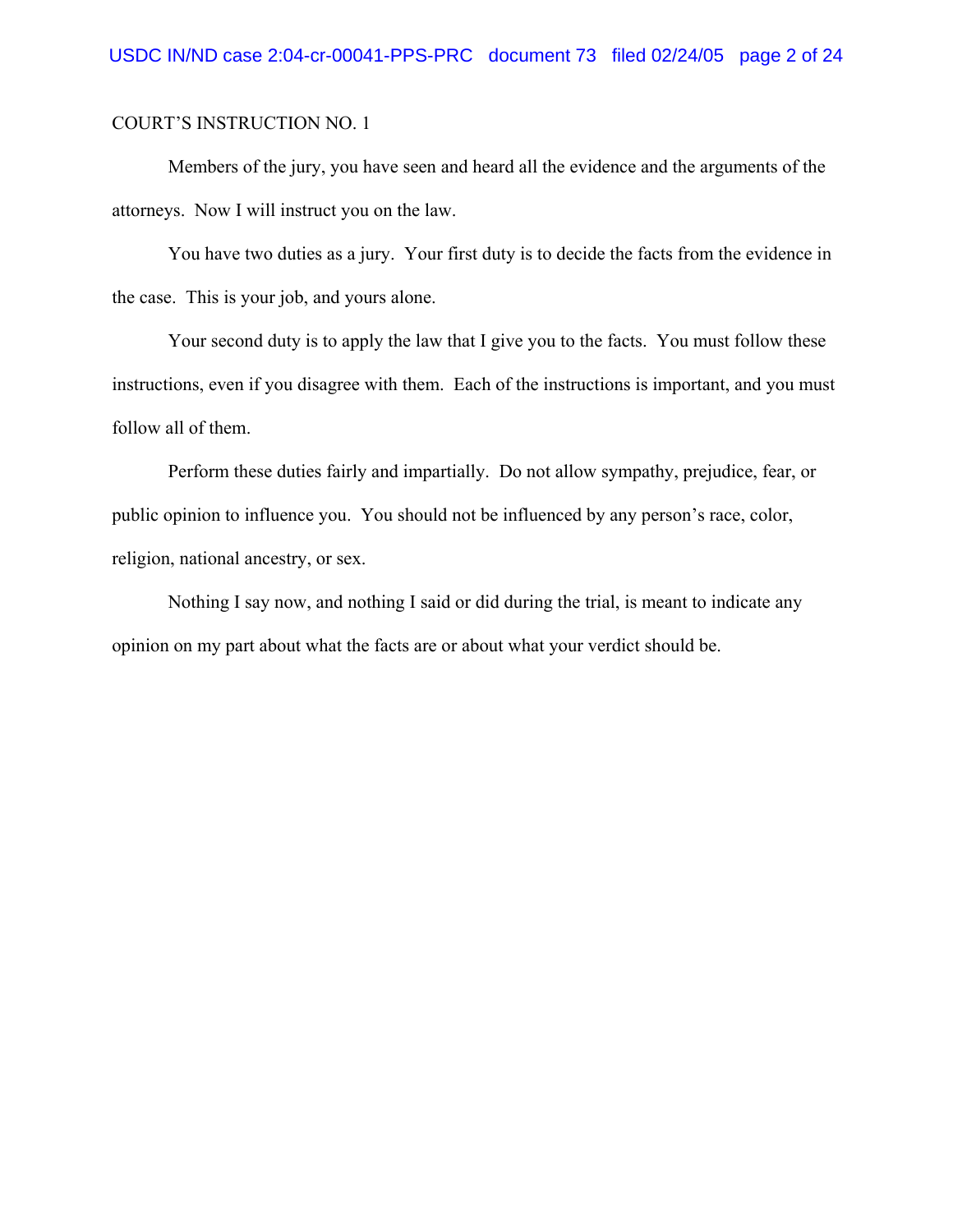COURT'S INSTRUCTION NO. 1

Members of the jury, you have seen and heard all the evidence and the arguments of the attorneys. Now I will instruct you on the law.

You have two duties as a jury. Your first duty is to decide the facts from the evidence in the case. This is your job, and yours alone.

Your second duty is to apply the law that I give you to the facts. You must follow these instructions, even if you disagree with them. Each of the instructions is important, and you must follow all of them.

Perform these duties fairly and impartially. Do not allow sympathy, prejudice, fear, or public opinion to influence you. You should not be influenced by any person's race, color, religion, national ancestry, or sex.

Nothing I say now, and nothing I said or did during the trial, is meant to indicate any opinion on my part about what the facts are or about what your verdict should be.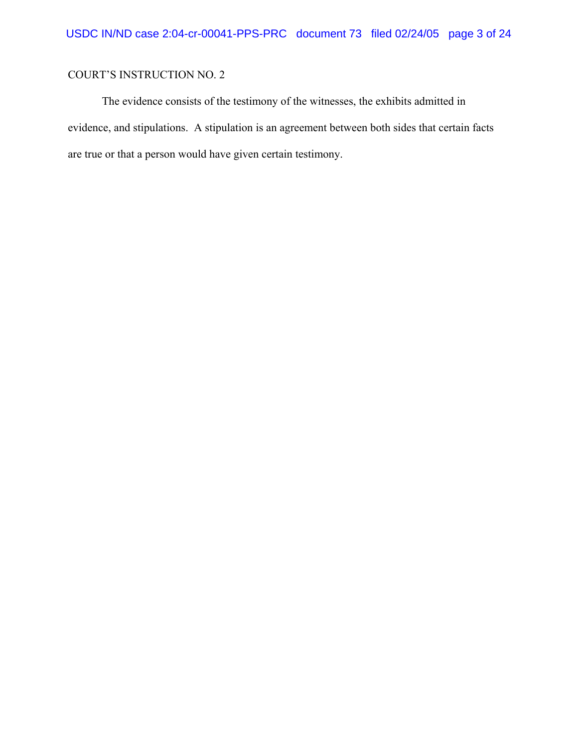COURT'S INSTRUCTION NO. 2

The evidence consists of the testimony of the witnesses, the exhibits admitted in evidence, and stipulations. A stipulation is an agreement between both sides that certain facts are true or that a person would have given certain testimony.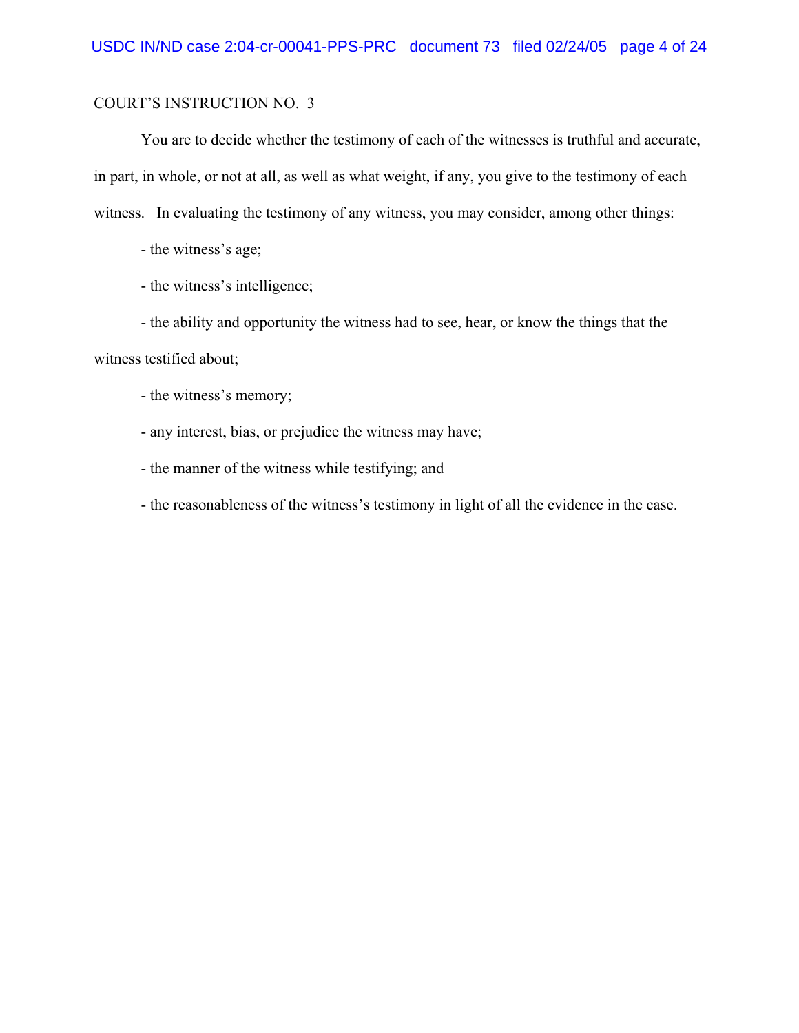COURT'S INSTRUCTION NO. 3

You are to decide whether the testimony of each of the witnesses is truthful and accurate, in part, in whole, or not at all, as well as what weight, if any, you give to the testimony of each witness. In evaluating the testimony of any witness, you may consider, among other things:

- the witness's age;
- the witness's intelligence;
- the ability and opportunity the witness had to see, hear, or know the things that the witness testified about;
- the witness's memory;
- any interest, bias, or prejudice the witness may have;
- the manner of the witness while testifying; and
- the reasonableness of the witness's testimony in light of all the evidence in the case.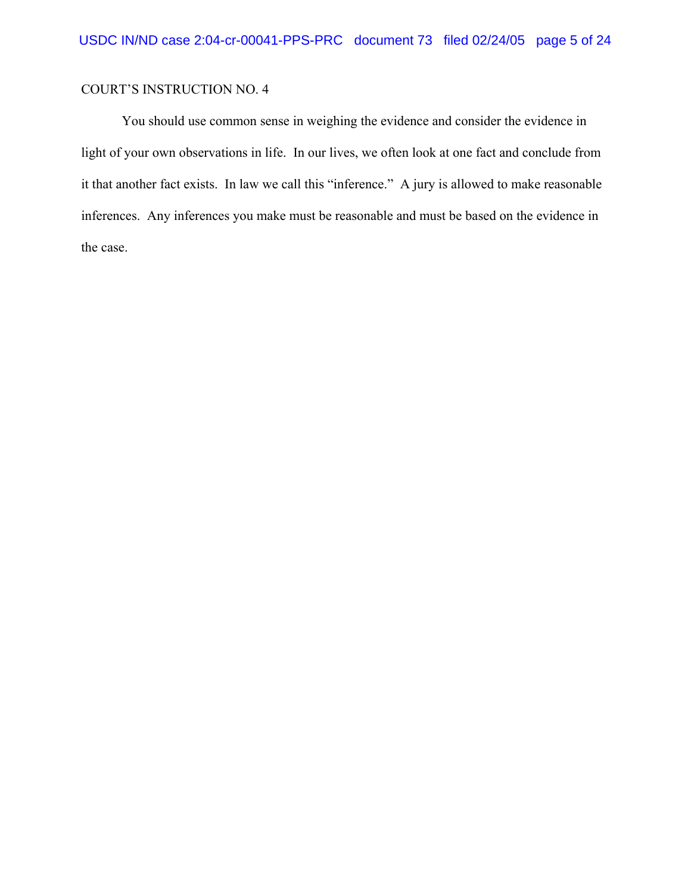COURT'S INSTRUCTION NO. 4

You should use common sense in weighing the evidence and consider the evidence in light of your own observations in life. In our lives, we often look at one fact and conclude from it that another fact exists. In law we call this "inference." A jury is allowed to make reasonable inferences. Any inferences you make must be reasonable and must be based on the evidence in the case.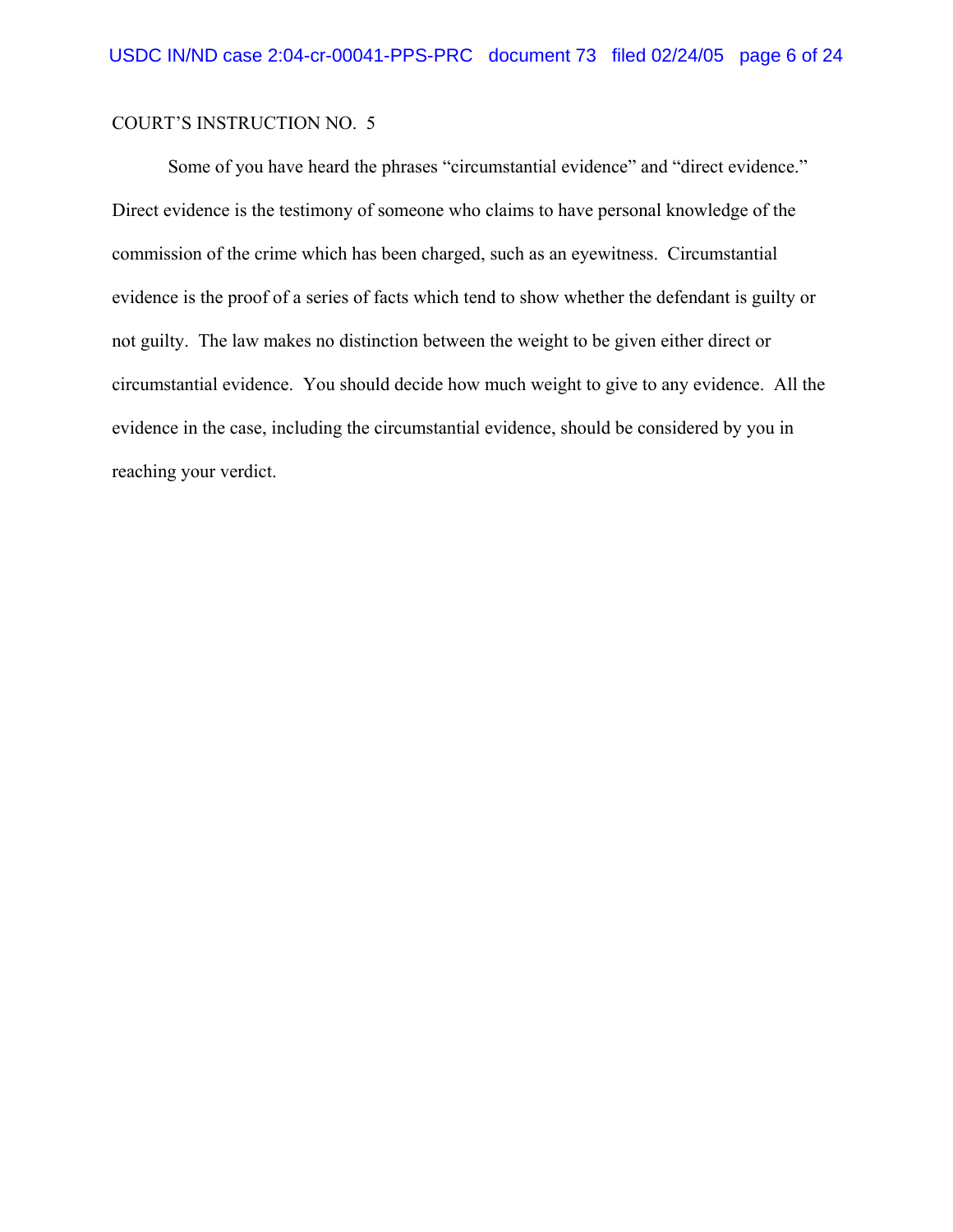COURT'S INSTRUCTION NO. 5

Some of you have heard the phrases "circumstantial evidence" and "direct evidence." Direct evidence is the testimony of someone who claims to have personal knowledge of the commission of the crime which has been charged, such as an eyewitness. Circumstantial evidence is the proof of a series of facts which tend to show whether the defendant is guilty or not guilty. The law makes no distinction between the weight to be given either direct or circumstantial evidence. You should decide how much weight to give to any evidence. All the evidence in the case, including the circumstantial evidence, should be considered by you in reaching your verdict.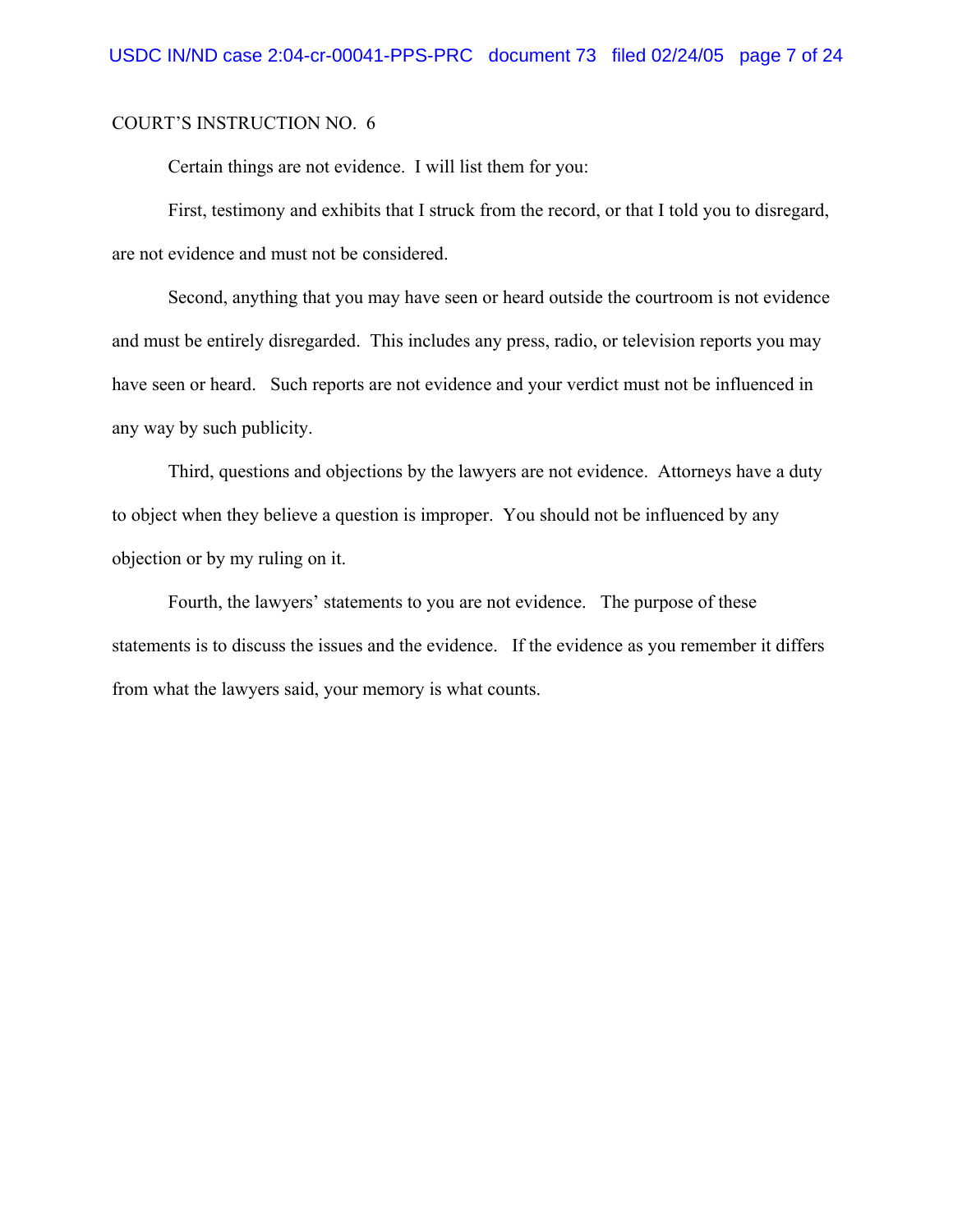COURT'S INSTRUCTION NO. 6

Certain things are not evidence. I will list them for you:

First, testimony and exhibits that I struck from the record, or that I told you to disregard, are not evidence and must not be considered.

Second, anything that you may have seen or heard outside the courtroom is not evidence and must be entirely disregarded. This includes any press, radio, or television reports you may have seen or heard. Such reports are not evidence and your verdict must not be influenced in any way by such publicity.

Third, questions and objections by the lawyers are not evidence. Attorneys have a duty to object when they believe a question is improper. You should not be influenced by any objection or by my ruling on it.

Fourth, the lawyers' statements to you are not evidence. The purpose of these statements is to discuss the issues and the evidence. If the evidence as you remember it differs from what the lawyers said, your memory is what counts.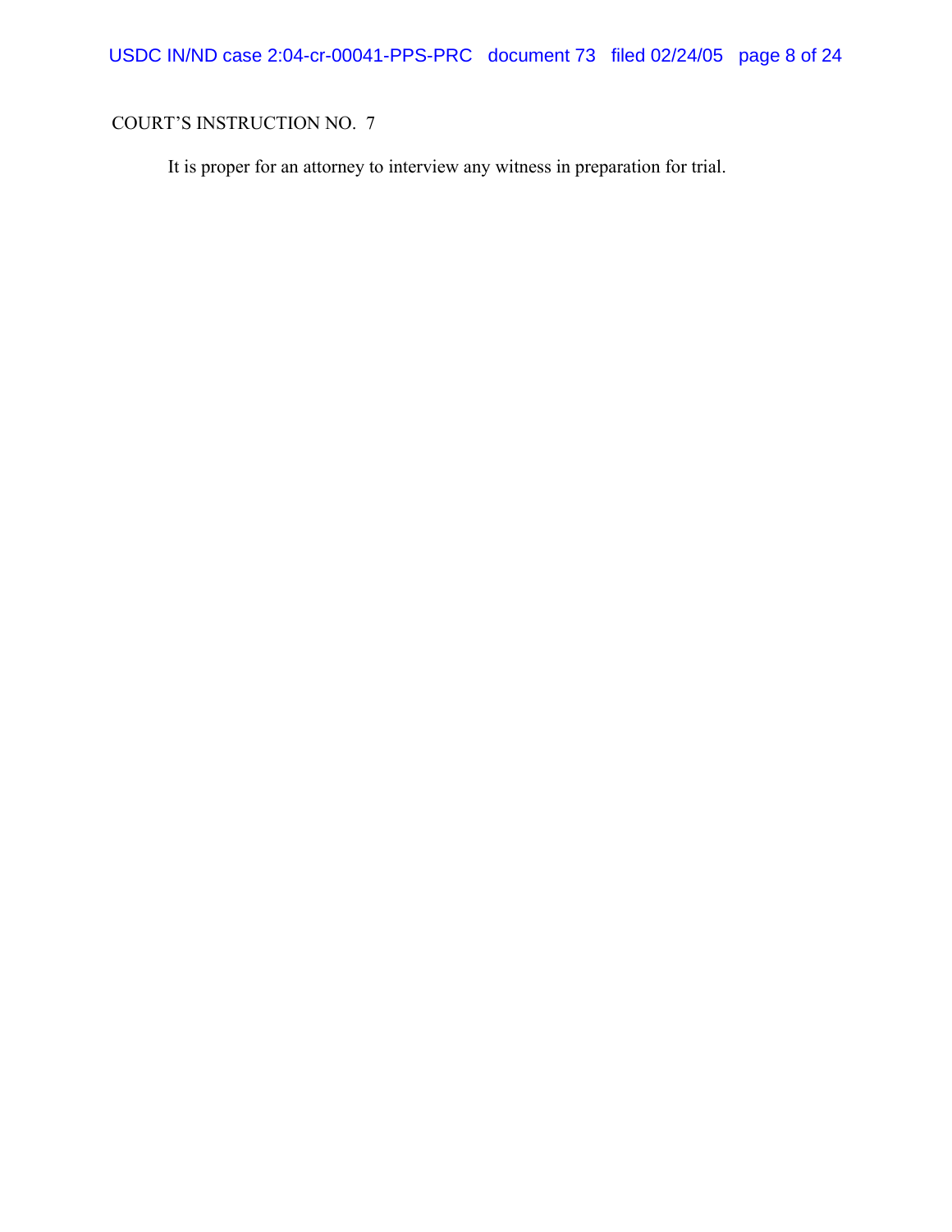COURT'S INSTRUCTION NO. 7

It is proper for an attorney to interview any witness in preparation for trial.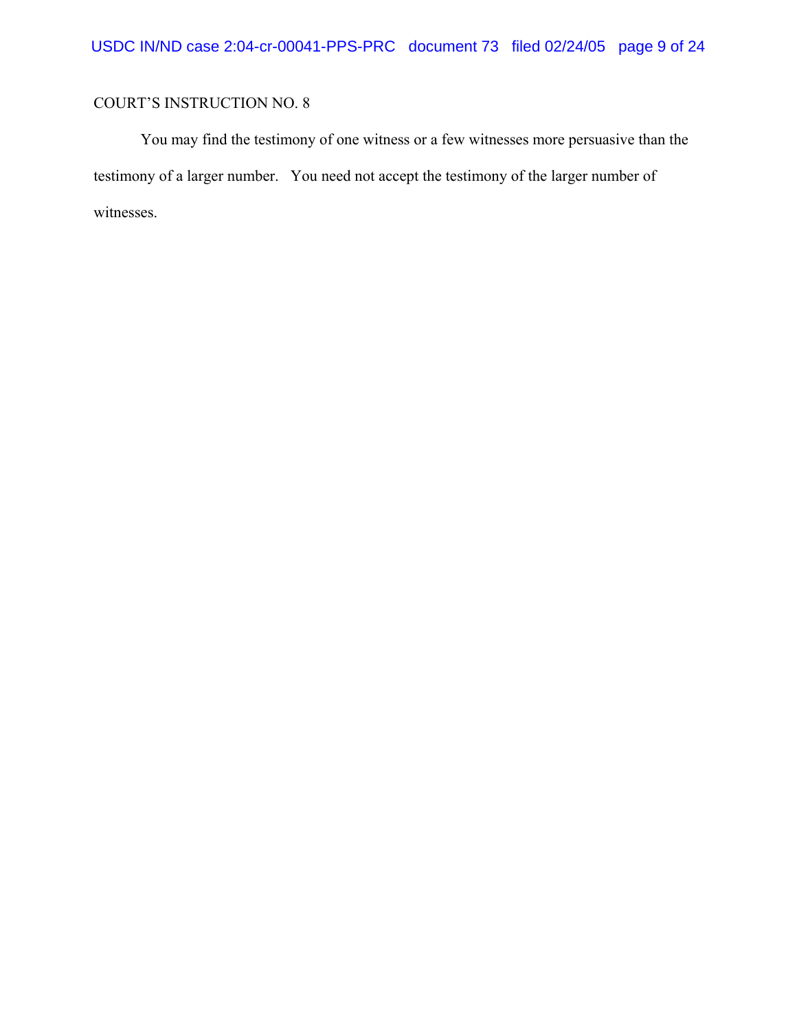COURT'S INSTRUCTION NO. 8

You may find the testimony of one witness or a few witnesses more persuasive than the testimony of a larger number. You need not accept the testimony of the larger number of witnesses.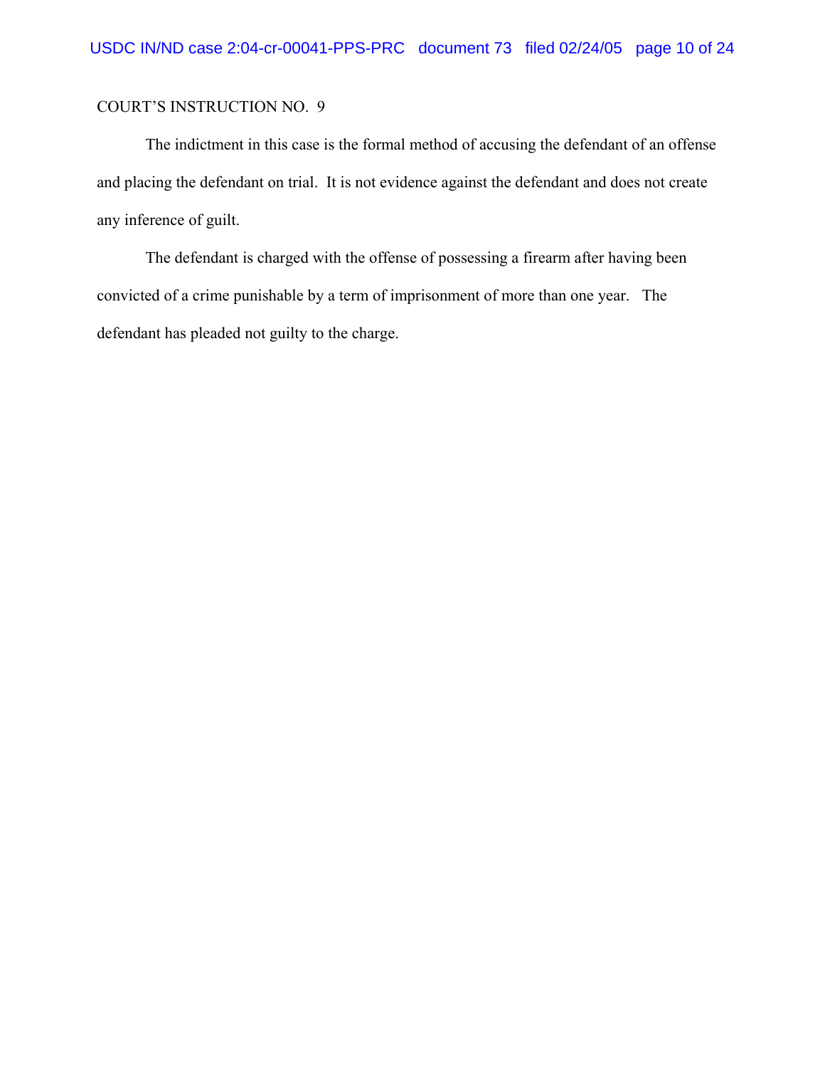COURT'S INSTRUCTION NO. 9

The indictment in this case is the formal method of accusing the defendant of an offense and placing the defendant on trial. It is not evidence against the defendant and does not create any inference of guilt.

The defendant is charged with the offense of possessing a firearm after having been convicted of a crime punishable by a term of imprisonment of more than one year. The defendant has pleaded not guilty to the charge.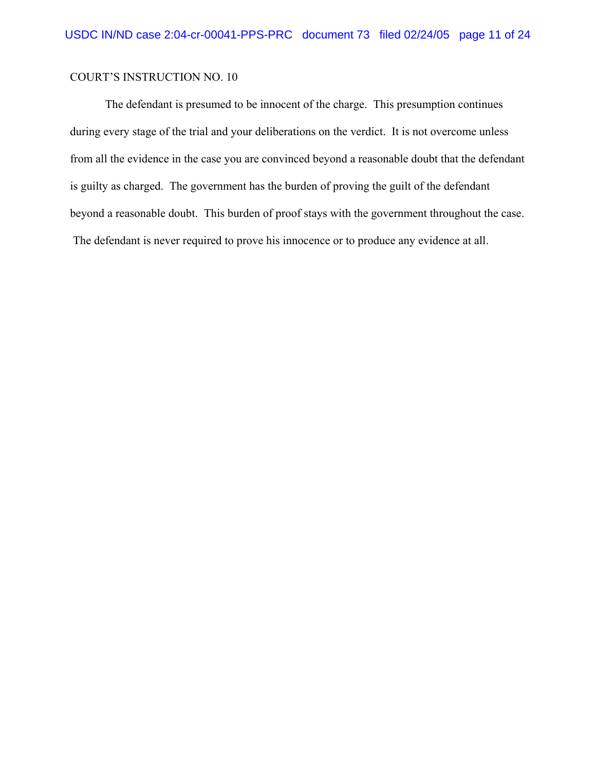COURT'S INSTRUCTION NO. 10

The defendant is presumed to be innocent of the charge. This presumption continues during every stage of the trial and your deliberations on the verdict. It is not overcome unless from all the evidence in the case you are convinced beyond a reasonable doubt that the defendant is guilty as charged. The government has the burden of proving the guilt of the defendant beyond a reasonable doubt. This burden of proof stays with the government throughout the case. The defendant is never required to prove his innocence or to produce any evidence at all.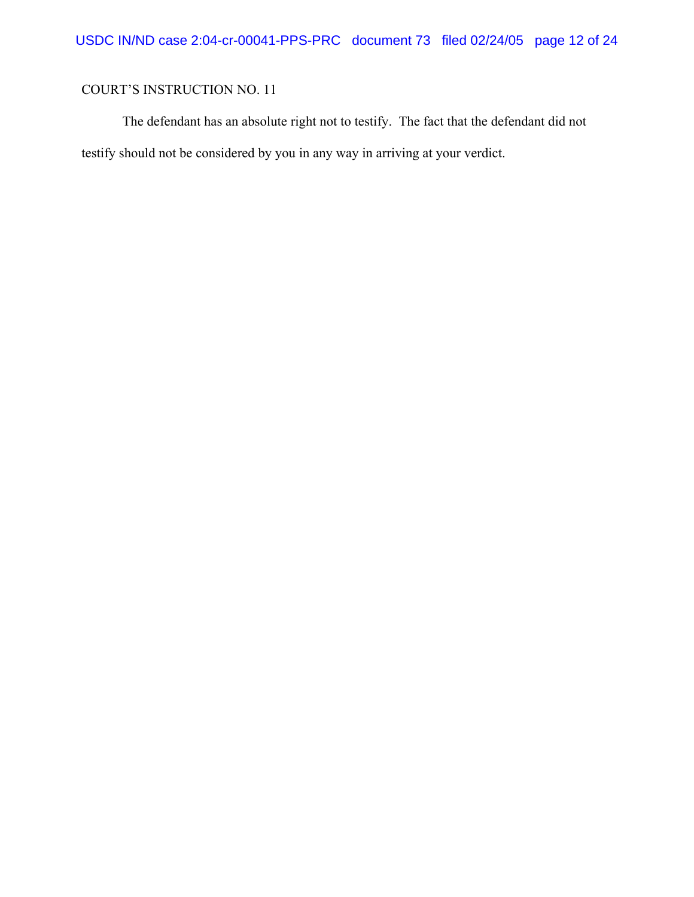COURT'S INSTRUCTION NO. 11

The defendant has an absolute right not to testify. The fact that the defendant did not testify should not be considered by you in any way in arriving at your verdict.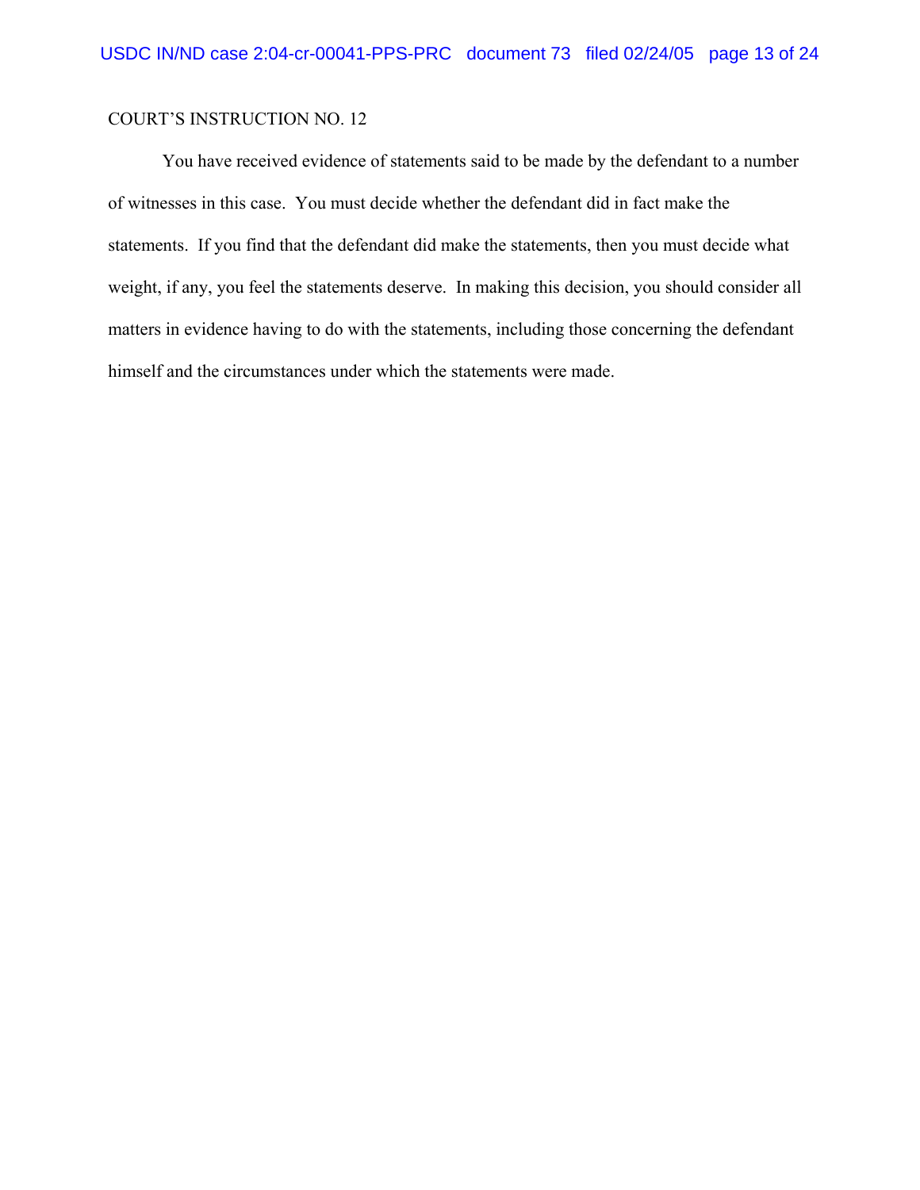COURT'S INSTRUCTION NO. 12

You have received evidence of statements said to be made by the defendant to a number of witnesses in this case. You must decide whether the defendant did in fact make the statements. If you find that the defendant did make the statements, then you must decide what weight, if any, you feel the statements deserve. In making this decision, you should consider all matters in evidence having to do with the statements, including those concerning the defendant himself and the circumstances under which the statements were made.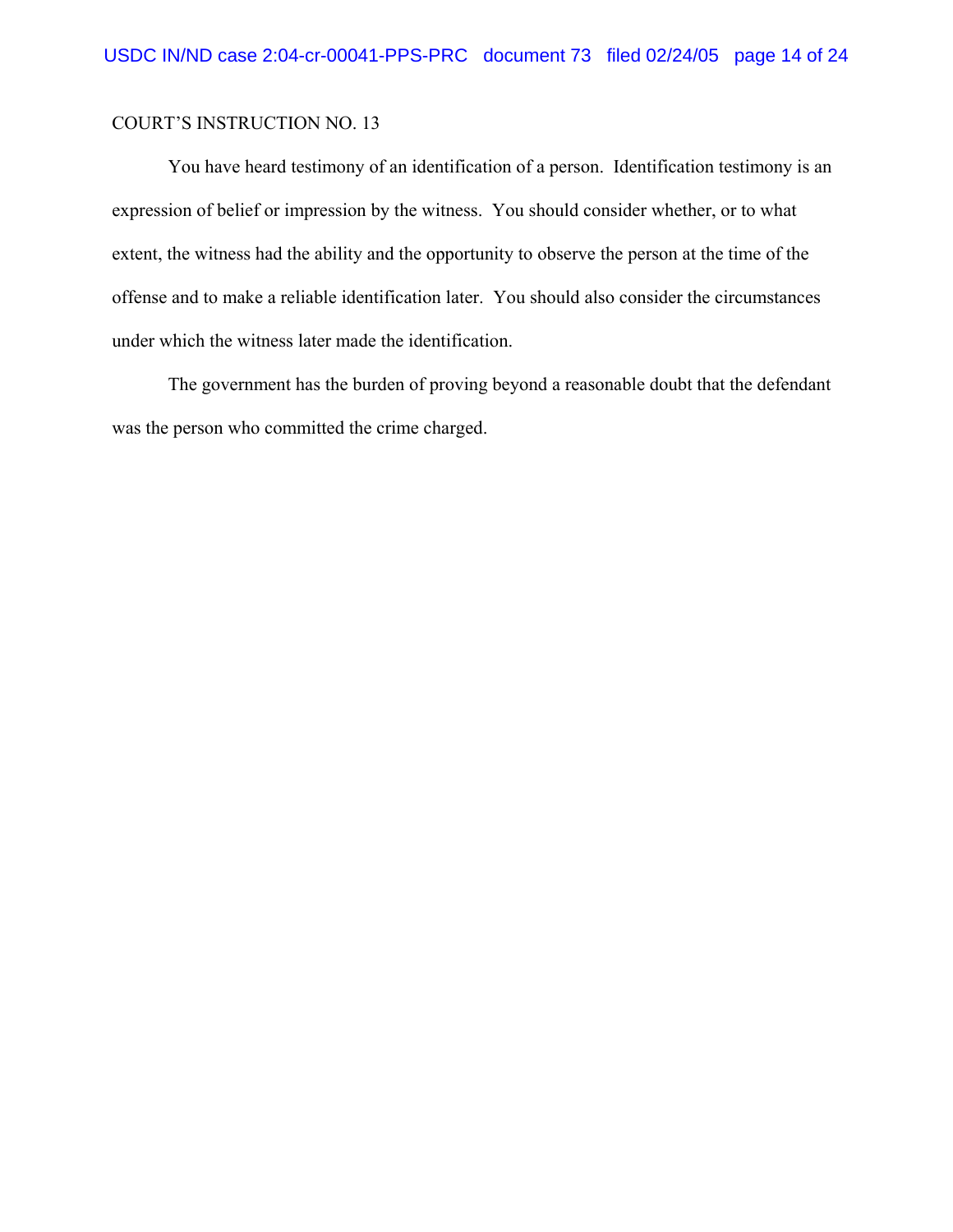COURT'S INSTRUCTION NO. 13

You have heard testimony of an identification of a person. Identification testimony is an expression of belief or impression by the witness. You should consider whether, or to what extent, the witness had the ability and the opportunity to observe the person at the time of the offense and to make a reliable identification later. You should also consider the circumstances under which the witness later made the identification.

The government has the burden of proving beyond a reasonable doubt that the defendant was the person who committed the crime charged.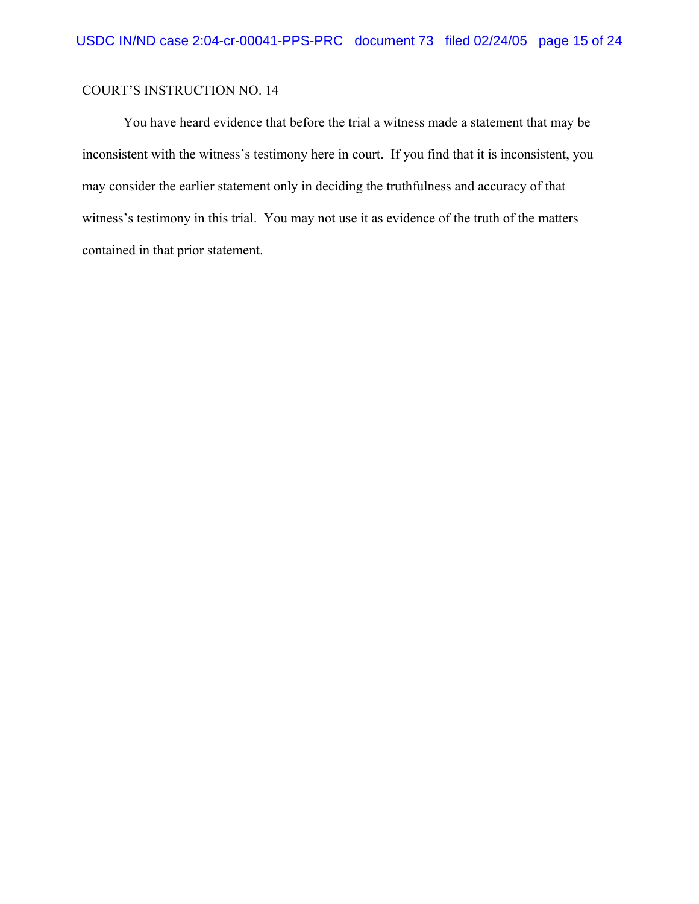COURT'S INSTRUCTION NO. 14

You have heard evidence that before the trial a witness made a statement that may be inconsistent with the witness's testimony here in court. If you find that it is inconsistent, you may consider the earlier statement only in deciding the truthfulness and accuracy of that witness's testimony in this trial. You may not use it as evidence of the truth of the matters contained in that prior statement.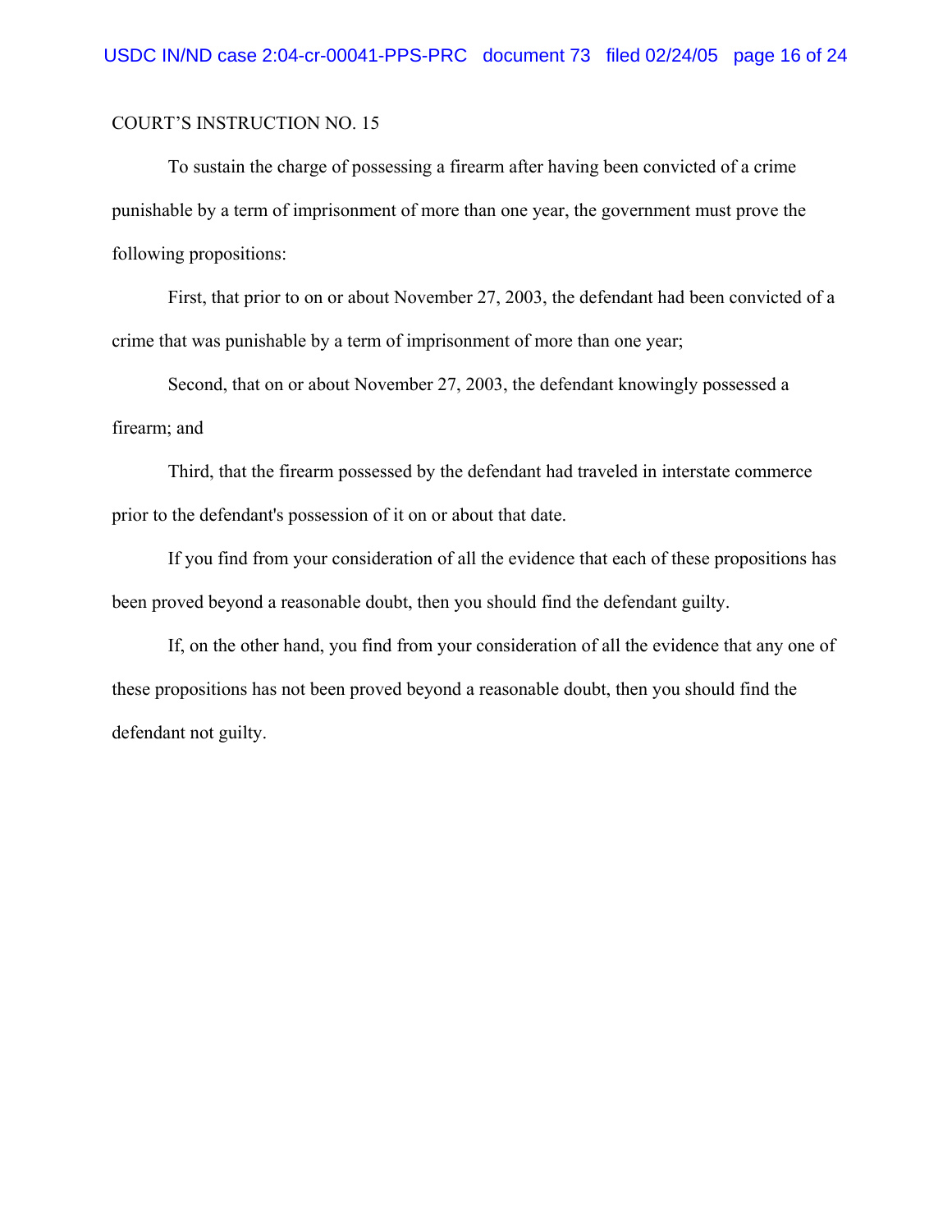COURT'S INSTRUCTION NO. 15

To sustain the charge of possessing a firearm after having been convicted of a crime punishable by a term of imprisonment of more than one year, the government must prove the following propositions:

First, that prior to on or about November 27, 2003, the defendant had been convicted of a crime that was punishable by a term of imprisonment of more than one year;

Second, that on or about November 27, 2003, the defendant knowingly possessed a firearm; and

Third, that the firearm possessed by the defendant had traveled in interstate commerce prior to the defendant's possession of it on or about that date.

If you find from your consideration of all the evidence that each of these propositions has been proved beyond a reasonable doubt, then you should find the defendant guilty.

If, on the other hand, you find from your consideration of all the evidence that any one of these propositions has not been proved beyond a reasonable doubt, then you should find the defendant not guilty.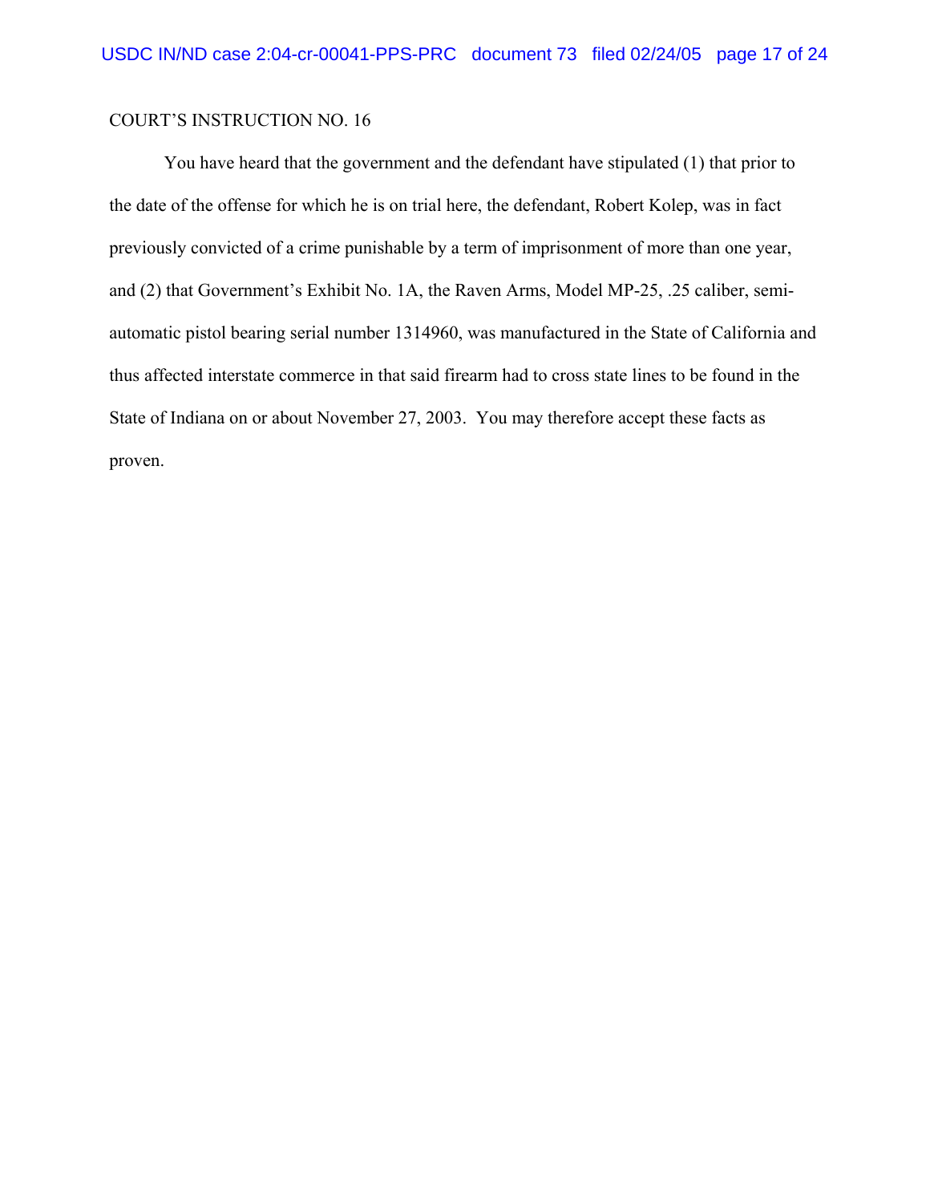COURT'S INSTRUCTION NO. 16

You have heard that the government and the defendant have stipulated (1) that prior to the date of the offense for which he is on trial here, the defendant, Robert Kolep, was in fact previously convicted of a crime punishable by a term of imprisonment of more than one year, and (2) that Government's Exhibit No. 1A, the Raven Arms, Model MP-25, .25 caliber, semi-automatic pistol bearing serial number 1314960, was manufactured in the State of California and thus affected interstate commerce in that said firearm had to cross state lines to be found in the State of Indiana on or about November 27, 2003. You may therefore accept these facts as proven.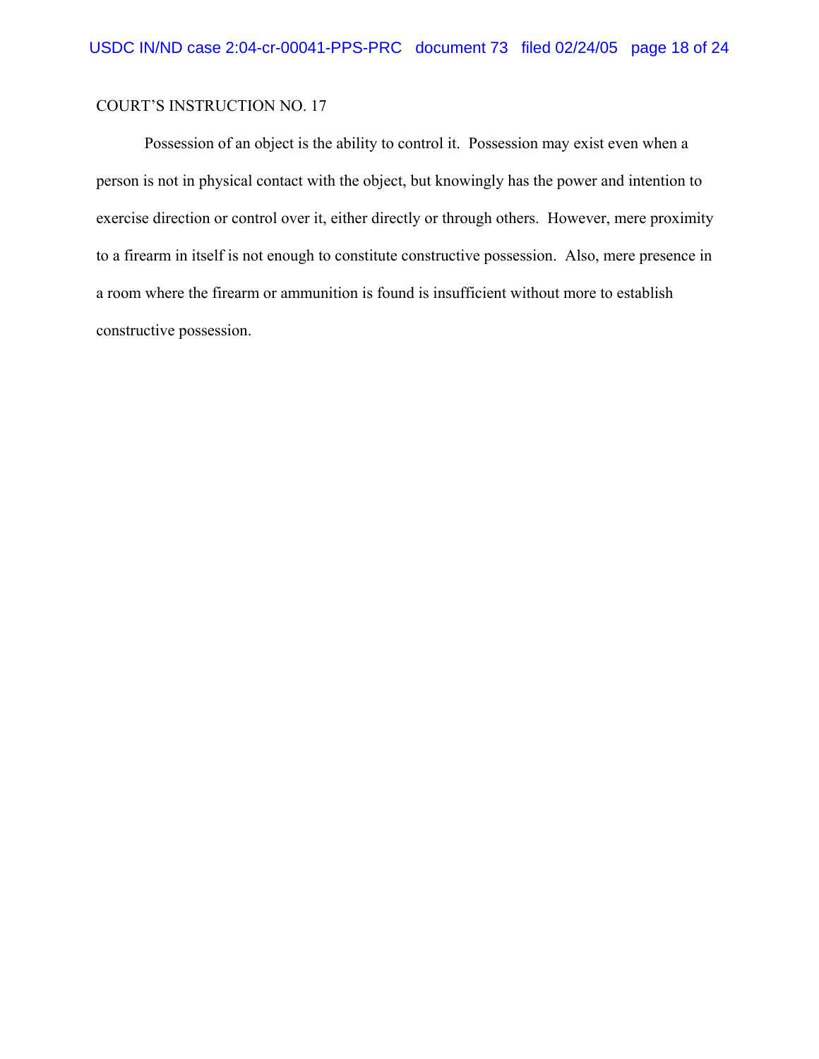COURT'S INSTRUCTION NO. 17

Possession of an object is the ability to control it. Possession may exist even when a person is not in physical contact with the object, but knowingly has the power and intention to exercise direction or control over it, either directly or through others. However, mere proximity to a firearm in itself is not enough to constitute constructive possession. Also, mere presence in a room where the firearm or ammunition is found is insufficient without more to establish constructive possession.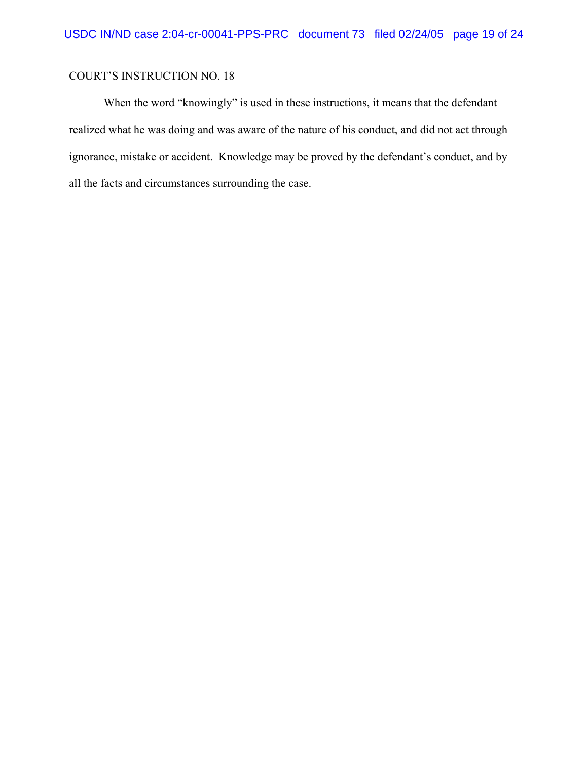COURT’S INSTRUCTION NO. 18

When the word “knowingly” is used in these instructions, it means that the defendant realized what he was doing and was aware of the nature of his conduct, and did not act through ignorance, mistake or accident. Knowledge may be proved by the defendant’s conduct, and by all the facts and circumstances surrounding the case.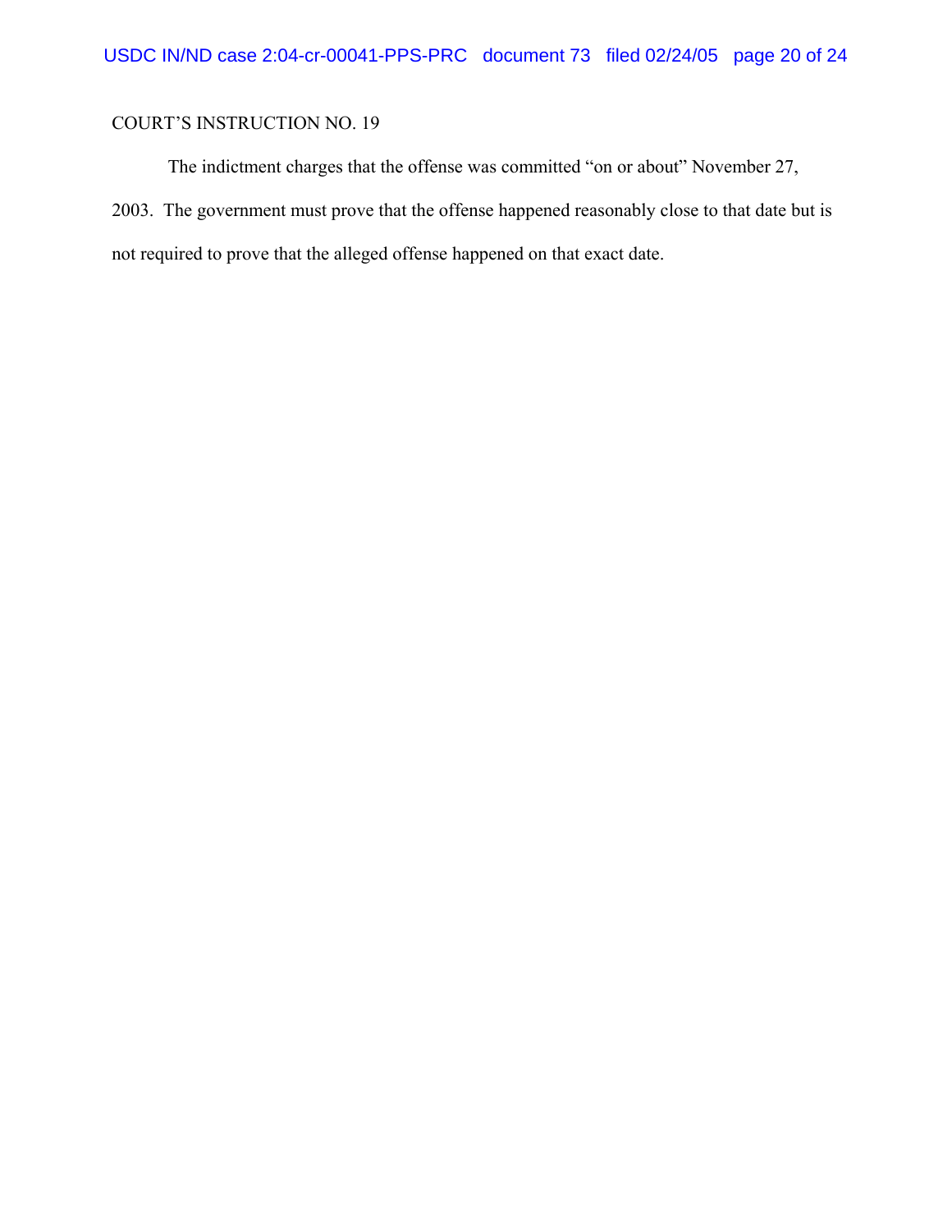COURT'S INSTRUCTION NO. 19

The indictment charges that the offense was committed "on or about" November 27, 2003. The government must prove that the offense happened reasonably close to that date but is not required to prove that the alleged offense happened on that exact date.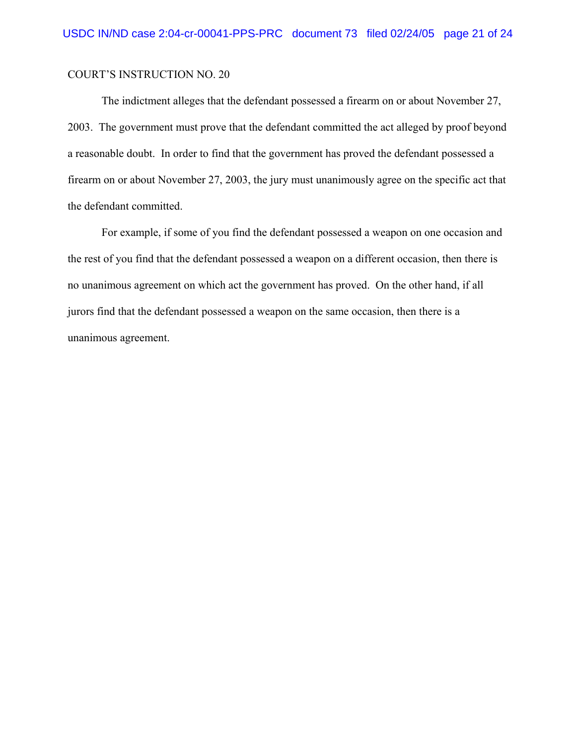COURT'S INSTRUCTION NO. 20

The indictment alleges that the defendant possessed a firearm on or about November 27, 2003. The government must prove that the defendant committed the act alleged by proof beyond a reasonable doubt. In order to find that the government has proved the defendant possessed a firearm on or about November 27, 2003, the jury must unanimously agree on the specific act that the defendant committed.

For example, if some of you find the defendant possessed a weapon on one occasion and the rest of you find that the defendant possessed a weapon on a different occasion, then there is no unanimous agreement on which act the government has proved. On the other hand, if all jurors find that the defendant possessed a weapon on the same occasion, then there is a unanimous agreement.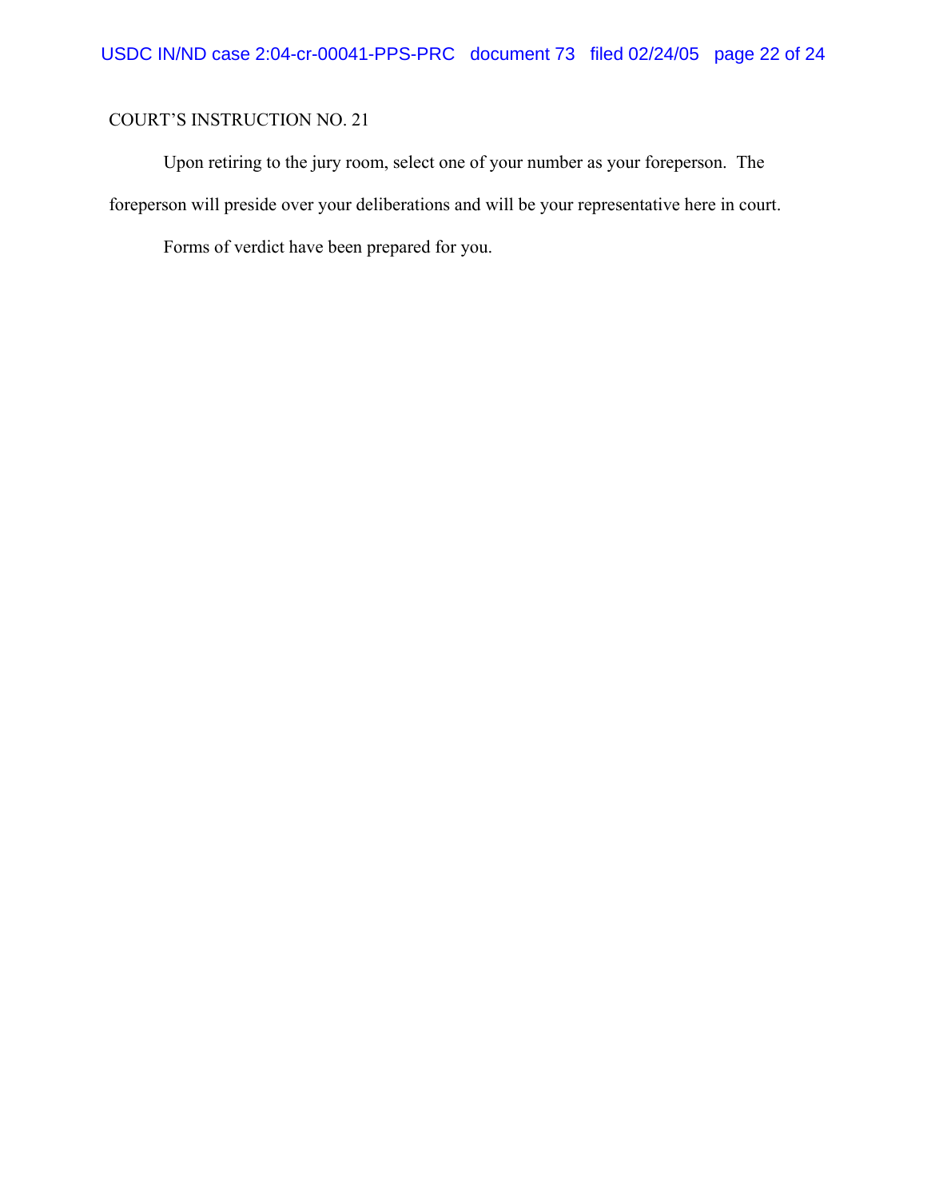COURT'S INSTRUCTION NO. 21

Upon retiring to the jury room, select one of your number as your foreperson. The foreperson will preside over your deliberations and will be your representative here in court.

Forms of verdict have been prepared for you.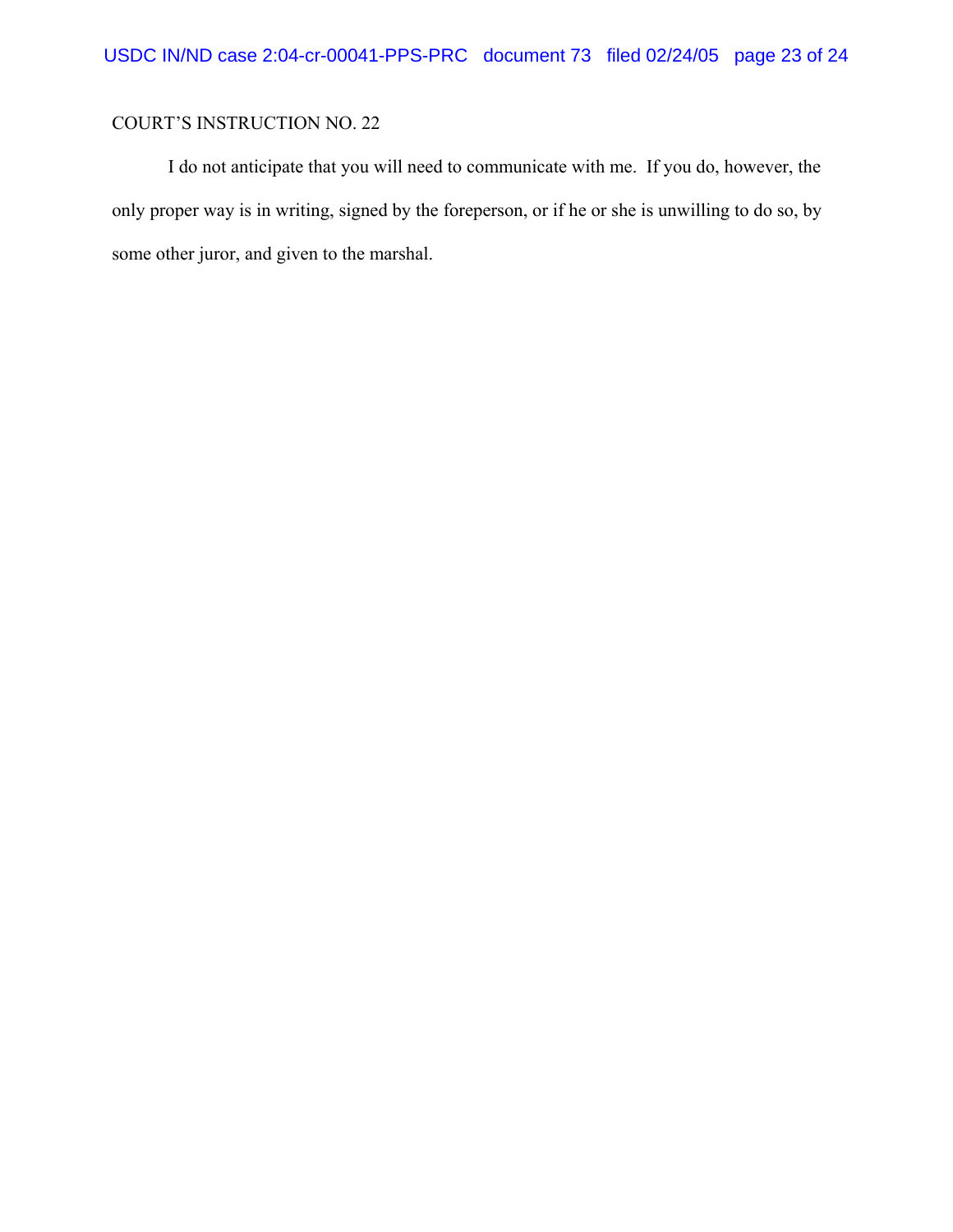COURT’S INSTRUCTION NO. 22

I do not anticipate that you will need to communicate with me. If you do, however, the only proper way is in writing, signed by the foreperson, or if he or she is unwilling to do so, by some other juror, and given to the marshal.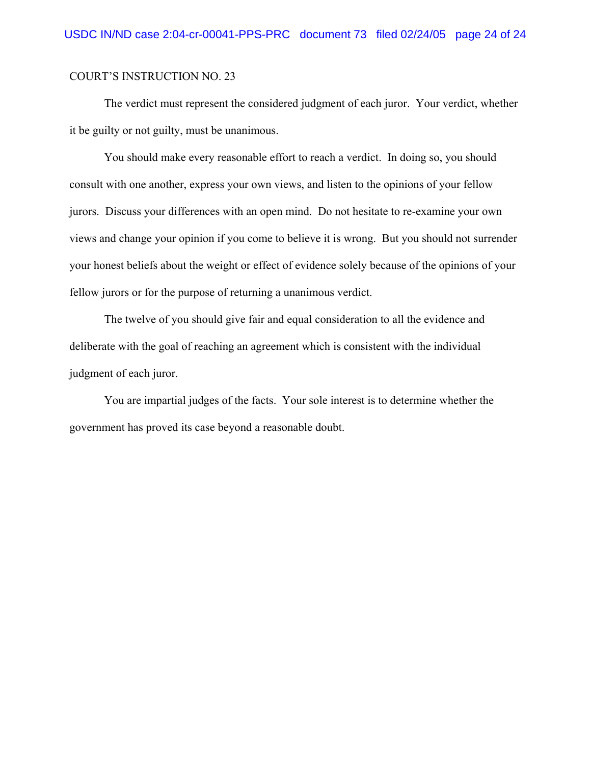COURT'S INSTRUCTION NO. 23

The verdict must represent the considered judgment of each juror. Your verdict, whether it be guilty or not guilty, must be unanimous.

You should make every reasonable effort to reach a verdict. In doing so, you should consult with one another, express your own views, and listen to the opinions of your fellow jurors. Discuss your differences with an open mind. Do not hesitate to re-examine your own views and change your opinion if you come to believe it is wrong. But you should not surrender your honest beliefs about the weight or effect of evidence solely because of the opinions of your fellow jurors or for the purpose of returning a unanimous verdict.

The twelve of you should give fair and equal consideration to all the evidence and deliberate with the goal of reaching an agreement which is consistent with the individual judgment of each juror.

You are impartial judges of the facts. Your sole interest is to determine whether the government has proved its case beyond a reasonable doubt.